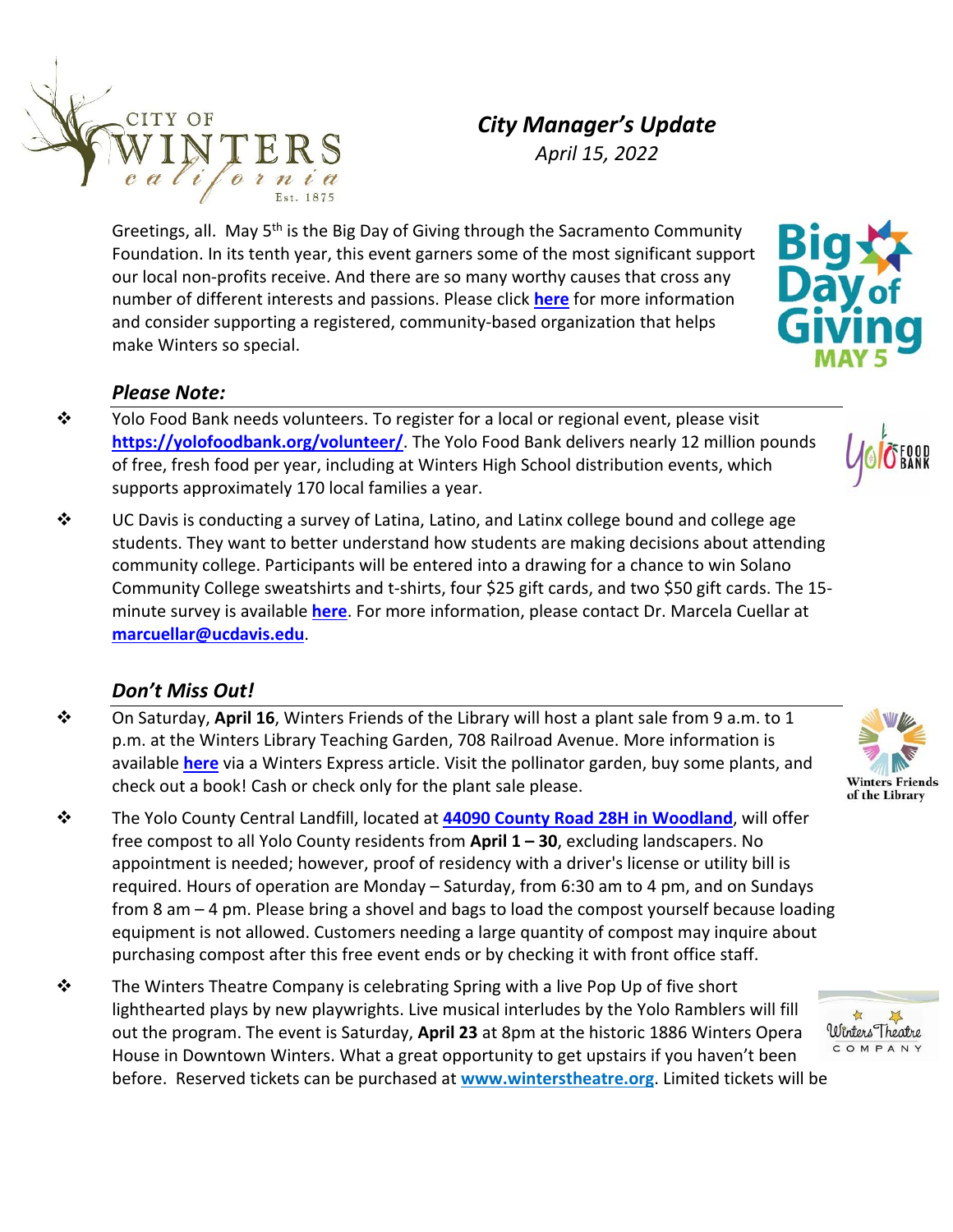# City Manager's Update

*April 15, 2022*

Greetings, all. May 5th is the Big Day of Giving through the Sacramento Community Foundation. In its tenth year, this event garners some of the most significant support our local non-profits receive. And there are so many worthy causes that cross any number of different interests and passions. Please click **here** for more information and consider supporting a registered, community-based organization that helps make Winters so special.

## *Please Note:*

- Yolo Food Bank needs volunteers. To register for a local or regional event, please visit **https://yolofoodbank.org/volunteer/**. The Yolo Food Bank delivers nearly 12 million pounds of free, fresh food per year, including at Winters High School distribution events, which supports approximately 170 local families a year.
- UC Davis is conducting a survey of Latina, Latino, and Latinx college bound and college age students. They want to better understand how students are making decisions about attending community college. Participants will be entered into a drawing for a chance to win Solano Community College sweatshirts and t-shirts, four $25 gift cards, and two $50 gift cards. The 15-minute survey is available **here**. For more information, please contact Dr. Marcela Cuellar at **marcuellar@ucdavis.edu**.

## *Don't Miss Out!*

- On Saturday, **April 16**, Winters Friends of the Library will host a plant sale from 9 a.m. to 1 p.m. at the Winters Library Teaching Garden, 708 Railroad Avenue. More information is available **here** via a Winters Express article. Visit the pollinator garden, buy some plants, and check out a book! Cash or check only for the plant sale please.
- The Yolo County Central Landfill, located at **44090 County Road 28H in Woodland**, will offer free compost to all Yolo County residents from **April 1 – 30**, excluding landscapers. No appointment is needed; however, proof of residency with a driver's license or utility bill is required. Hours of operation are Monday – Saturday, from 6:30 am to 4 pm, and on Sundays from 8 am – 4 pm. Please bring a shovel and bags to load the compost yourself because loading equipment is not allowed. Customers needing a large quantity of compost may inquire about purchasing compost after this free event ends or by checking it with front office staff.
- The Winters Theatre Company is celebrating Spring with a live Pop Up of five short lighthearted plays by new playwrights. Live musical interludes by the Yolo Ramblers will fill out the program. The event is Saturday, **April 23** at 8pm at the historic 1886 Winters Opera House in Downtown Winters. What a great opportunity to get upstairs if you haven't been before. Reserved tickets can be purchased at **www.winterstheatre.org**. Limited tickets will be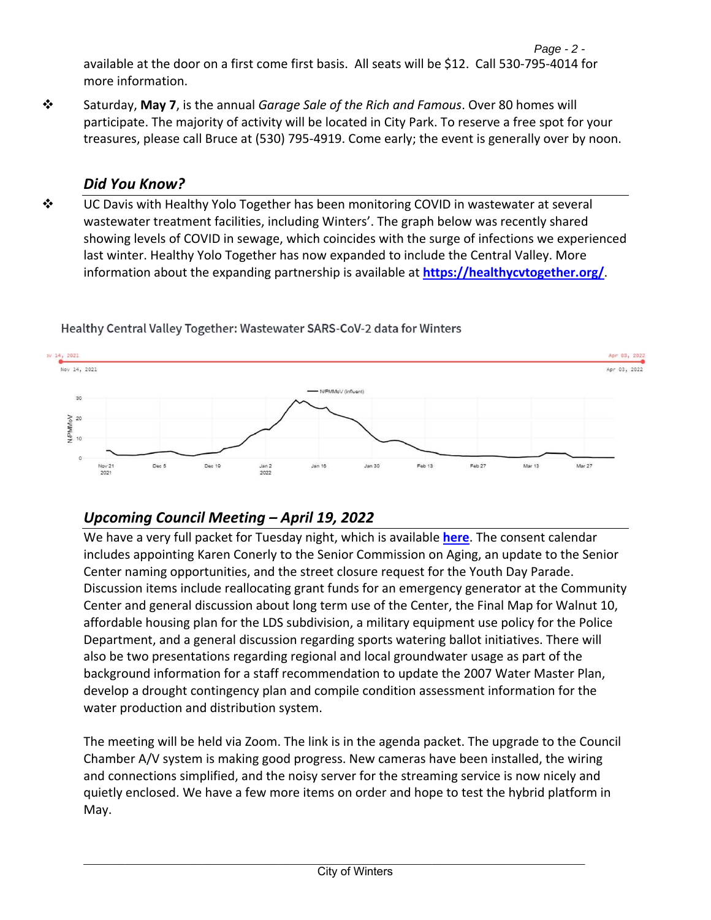available at the door on a first come first basis. All seats will be $12. Call 530-795-4014 for more information.

- Saturday, **May 7**, is the annual *Garage Sale of the Rich and Famous*. Over 80 homes will participate. The majority of activity will be located in City Park. To reserve a free spot for your treasures, please call Bruce at (530) 795-4919. Come early; the event is generally over by noon.

## *Did You Know?*

- UC Davis with Healthy Yolo Together has been monitoring COVID in wastewater at several wastewater treatment facilities, including Winters'. The graph below was recently shared showing levels of COVID in sewage, which coincides with the surge of infections we experienced last winter. Healthy Yolo Together has now expanded to include the Central Valley. More information about the expanding partnership is available at **[https://healthycvtogether.org/](https://healthycvtogether.org/)**.

Healthy Central Valley Together: Wastewater SARS-CoV-2 data for Winters

Nov 14, 2021
Apr 03, 2022

N/PMMoV (influent)

N/PMMoV

30
20
10
0

Nov 21 2021
Dec 5
Dec 19
Jan 2 2022
Jan 16
Jan 30
Feb 13
Feb 27
Mar 13
Mar 27

## *Upcoming Council Meeting – April 19, 2022*

We have a very full packet for Tuesday night, which is available **here**. The consent calendar includes appointing Karen Conerly to the Senior Commission on Aging, an update to the Senior Center naming opportunities, and the street closure request for the Youth Day Parade. Discussion items include reallocating grant funds for an emergency generator at the Community Center and general discussion about long term use of the Center, the Final Map for Walnut 10, affordable housing plan for the LDS subdivision, a military equipment use policy for the Police Department, and a general discussion regarding sports watering ballot initiatives. There will also be two presentations regarding regional and local groundwater usage as part of the background information for a staff recommendation to update the 2007 Water Master Plan, develop a drought contingency plan and compile condition assessment information for the water production and distribution system.

The meeting will be held via Zoom. The link is in the agenda packet. The upgrade to the Council Chamber A/V system is making good progress. New cameras have been installed, the wiring and connections simplified, and the noisy server for the streaming service is now nicely and quietly enclosed. We have a few more items on order and hope to test the hybrid platform in May.